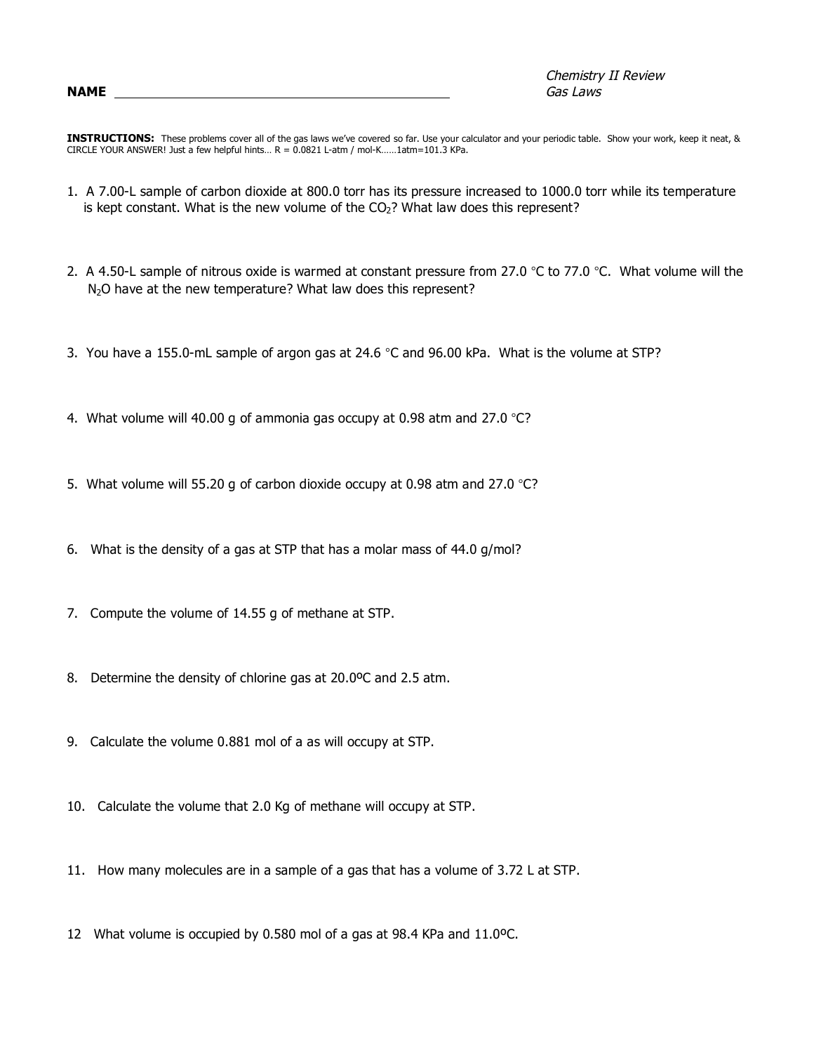**NAME** ______________________________________________

*Chemistry II Review*
*Gas Laws*

**INSTRUCTIONS:** These problems cover all of the gas laws we've covered so far. Use your calculator and your periodic table. Show your work, keep it neat, & CIRCLE YOUR ANSWER! Just a few helpful hints… R = 0.0821 L-atm / mol-K……1atm=101.3 KPa.

1. A 7.00-L sample of carbon dioxide at 800.0 torr has its pressure increased to 1000.0 torr while its temperature is kept constant. What is the new volume of the $CO_2$? What law does this represent?

2. A 4.50-L sample of nitrous oxide is warmed at constant pressure from 27.0 °C to 77.0 °C. What volume will the $N_2O$ have at the new temperature? What law does this represent?

3. You have a 155.0-mL sample of argon gas at 24.6 °C and 96.00 kPa. What is the volume at STP?

4. What volume will 40.00 g of ammonia gas occupy at 0.98 atm and 27.0 °C?

5. What volume will 55.20 g of carbon dioxide occupy at 0.98 atm and 27.0 °C?

6. What is the density of a gas at STP that has a molar mass of 44.0 g/mol?

7. Compute the volume of 14.55 g of methane at STP.

8. Determine the density of chlorine gas at 20.0ºC and 2.5 atm.

9. Calculate the volume 0.881 mol of a as will occupy at STP.

10. Calculate the volume that 2.0 Kg of methane will occupy at STP.

11. How many molecules are in a sample of a gas that has a volume of 3.72 L at STP.

12 What volume is occupied by 0.580 mol of a gas at 98.4 KPa and 11.0ºC.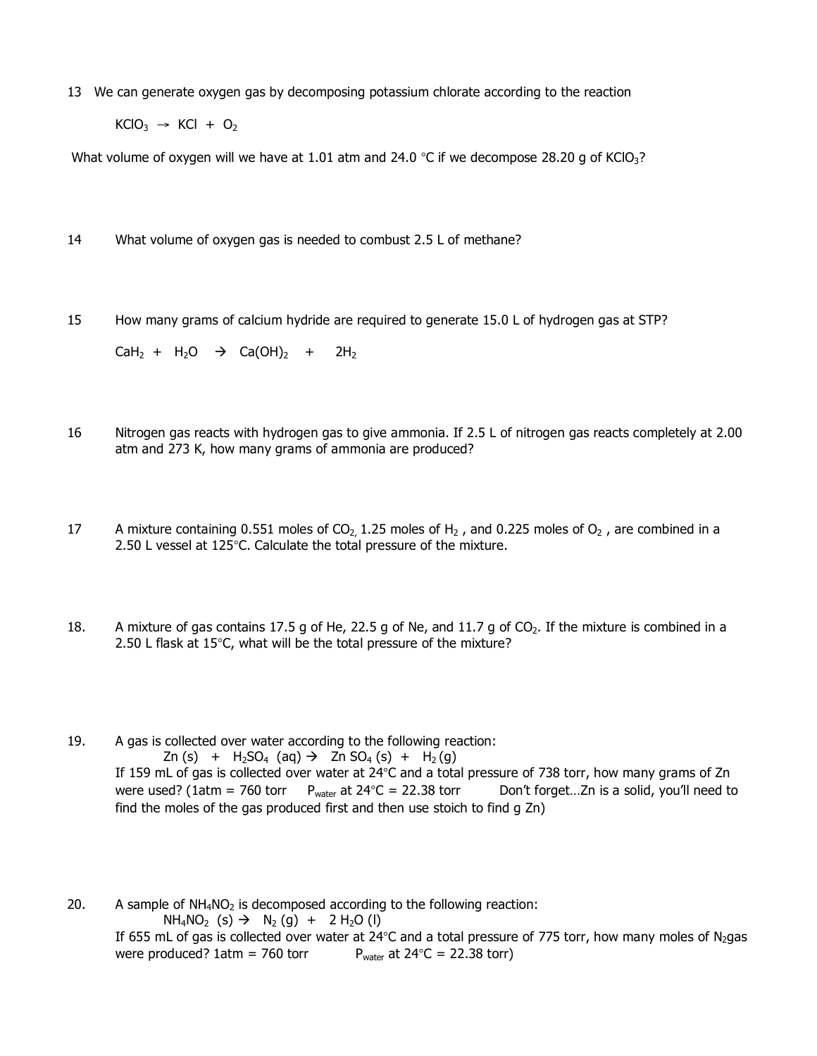13 We can generate oxygen gas by decomposing potassium chlorate according to the reaction

$KClO_3 \rightarrow KCl + O_2$

What volume of oxygen will we have at 1.01 atm and 24.0 °C if we decompose 28.20 g of $KClO_3$?

14 What volume of oxygen gas is needed to combust 2.5 L of methane?

15 How many grams of calcium hydride are required to generate 15.0 L of hydrogen gas at STP?

$CaH_2 + H_2O \rightarrow Ca(OH)_2 + 2H_2$

16 Nitrogen gas reacts with hydrogen gas to give ammonia. If 2.5 L of nitrogen gas reacts completely at 2.00 atm and 273 K, how many grams of ammonia are produced?

17 A mixture containing 0.551 moles of $CO_2$, 1.25 moles of $H_2$, and 0.225 moles of $O_2$, are combined in a 2.50 L vessel at 125°C. Calculate the total pressure of the mixture.

18. A mixture of gas contains 17.5 g of He, 22.5 g of Ne, and 11.7 g of $CO_2$. If the mixture is combined in a 2.50 L flask at 15°C, what will be the total pressure of the mixture?

19. A gas is collected over water according to the following reaction:

$Zn\ (s) + H_2SO_4\ (aq) \rightarrow ZnSO_4\ (s) + H_2\ (g)$

If 159 mL of gas is collected over water at 24°C and a total pressure of 738 torr, how many grams of Zn were used? (1atm = 760 torr $P_{water}$ at 24°C = 22.38 torr Don't forget…Zn is a solid, you'll need to find the moles of the gas produced first and then use stoich to find g Zn)

20. A sample of $NH_4NO_2$ is decomposed according to the following reaction:

$NH_4NO_2\ (s) \rightarrow N_2\ (g) + 2\ H_2O\ (l)$

If 655 mL of gas is collected over water at 24°C and a total pressure of 775 torr, how many moles of $N_2$ gas were produced? 1atm = 760 torr $P_{water}$ at 24°C = 22.38 torr)